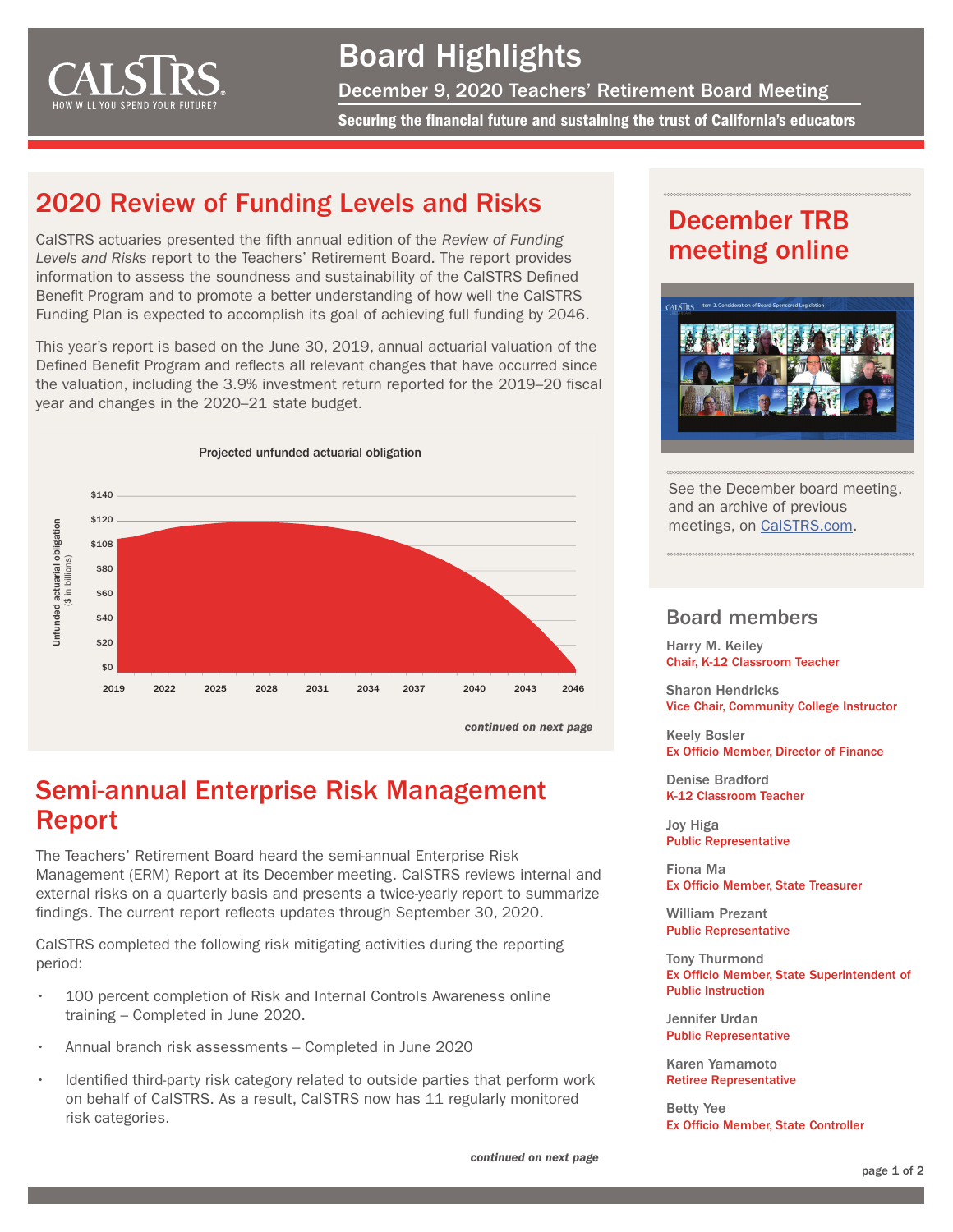# Board Highlights

December 9, 2020 Teachers' Retirement Board Meeting

**Securing the financial future and sustaining the trust of California's educators**

## 2020 Review of Funding Levels and Risks

CalSTRS actuaries presented the fifth annual edition of the *Review of Funding Levels and Risks* report to the Teachers' Retirement Board. The report provides information to assess the soundness and sustainability of the CalSTRS Defined Benefit Program and to promote a better understanding of how well the CalSTRS Funding Plan is expected to accomplish its goal of achieving full funding by 2046.

This year's report is based on the June 30, 2019, annual actuarial valuation of the Defined Benefit Program and reflects all relevant changes that have occurred since the valuation, including the 3.9% investment return reported for the 2019–20 fiscal year and changes in the 2020–21 state budget.

Projected unfunded actuarial obligation

Unfunded actuarial obligation ($ in billions)

$140, $120, $108, $80, $60, $40, $20, $0

2019, 2022, 2025, 2028, 2031, 2034, 2037, 2040, 2043, 2046

*continued on next page*

## Semi-annual Enterprise Risk Management Report

The Teachers' Retirement Board heard the semi-annual Enterprise Risk Management (ERM) Report at its December meeting. CalSTRS reviews internal and external risks on a quarterly basis and presents a twice-yearly report to summarize findings. The current report reflects updates through September 30, 2020.

CalSTRS completed the following risk mitigating activities during the reporting period:

- 100 percent completion of Risk and Internal Controls Awareness online training – Completed in June 2020.
- Annual branch risk assessments – Completed in June 2020
- Identified third-party risk category related to outside parties that perform work on behalf of CalSTRS. As a result, CalSTRS now has 11 regularly monitored risk categories.

*continued on next page*

## December TRB meeting online

See the December board meeting, and an archive of previous meetings, on CalSTRS.com.

### Board members

Harry M. Keiley
Chair, K-12 Classroom Teacher

Sharon Hendricks
Vice Chair, Community College Instructor

Keely Bosler
Ex Officio Member, Director of Finance

Denise Bradford
K-12 Classroom Teacher

Joy Higa
Public Representative

Fiona Ma
Ex Officio Member, State Treasurer

William Prezant
Public Representative

Tony Thurmond
Ex Officio Member, State Superintendent of Public Instruction

Jennifer Urdan
Public Representative

Karen Yamamoto
Retiree Representative

Betty Yee
Ex Officio Member, State Controller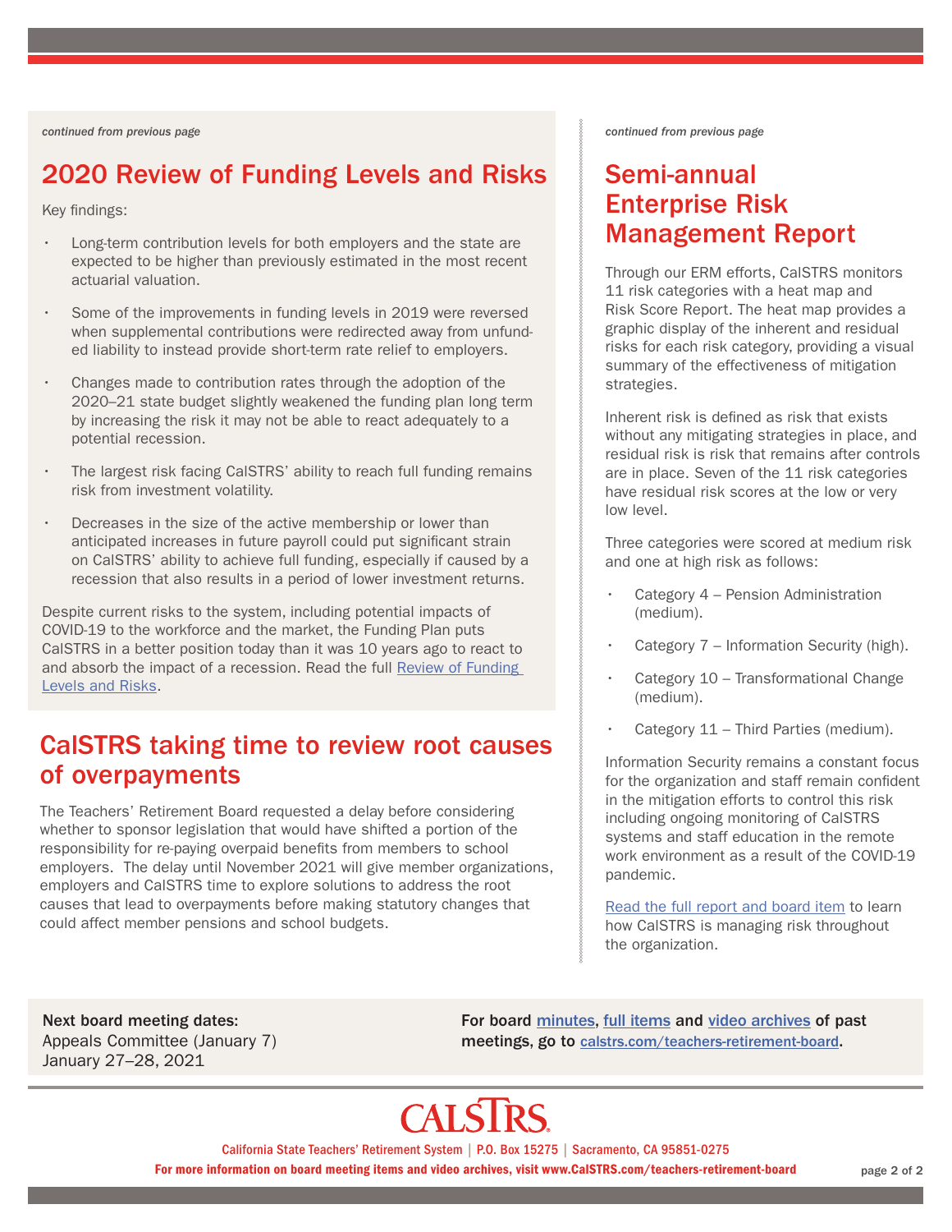*continued from previous page*

## 2020 Review of Funding Levels and Risks

Key findings:

- Long-term contribution levels for both employers and the state are expected to be higher than previously estimated in the most recent actuarial valuation.
- Some of the improvements in funding levels in 2019 were reversed when supplemental contributions were redirected away from unfunded liability to instead provide short-term rate relief to employers.
- Changes made to contribution rates through the adoption of the 2020–21 state budget slightly weakened the funding plan long term by increasing the risk it may not be able to react adequately to a potential recession.
- The largest risk facing CalSTRS' ability to reach full funding remains risk from investment volatility.
- Decreases in the size of the active membership or lower than anticipated increases in future payroll could put significant strain on CalSTRS' ability to achieve full funding, especially if caused by a recession that also results in a period of lower investment returns.

Despite current risks to the system, including potential impacts of COVID-19 to the workforce and the market, the Funding Plan puts CalSTRS in a better position today than it was 10 years ago to react to and absorb the impact of a recession. Read the full Review of Funding Levels and Risks.

## CalSTRS taking time to review root causes of overpayments

The Teachers' Retirement Board requested a delay before considering whether to sponsor legislation that would have shifted a portion of the responsibility for re-paying overpaid benefits from members to school employers. The delay until November 2021 will give member organizations, employers and CalSTRS time to explore solutions to address the root causes that lead to overpayments before making statutory changes that could affect member pensions and school budgets.

*continued from previous page*

## Semi-annual Enterprise Risk Management Report

Through our ERM efforts, CalSTRS monitors 11 risk categories with a heat map and Risk Score Report. The heat map provides a graphic display of the inherent and residual risks for each risk category, providing a visual summary of the effectiveness of mitigation strategies.

Inherent risk is defined as risk that exists without any mitigating strategies in place, and residual risk is risk that remains after controls are in place. Seven of the 11 risk categories have residual risk scores at the low or very low level.

Three categories were scored at medium risk and one at high risk as follows:

- Category 4 – Pension Administration (medium).
- Category 7 – Information Security (high).
- Category 10 – Transformational Change (medium).
- Category 11 – Third Parties (medium).

Information Security remains a constant focus for the organization and staff remain confident in the mitigation efforts to control this risk including ongoing monitoring of CalSTRS systems and staff education in the remote work environment as a result of the COVID-19 pandemic.

Read the full report and board item to learn how CalSTRS is managing risk throughout the organization.

**Next board meeting dates:**
Appeals Committee (January 7)
January 27–28, 2021

**For board minutes, full items and video archives of past meetings, go to calstrs.com/teachers-retirement-board.**

CALSTRS

California State Teachers' Retirement System | P.O. Box 15275 | Sacramento, CA 95851-0275

**For more information on board meeting items and video archives, visit www.CalSTRS.com/teachers-retirement-board**